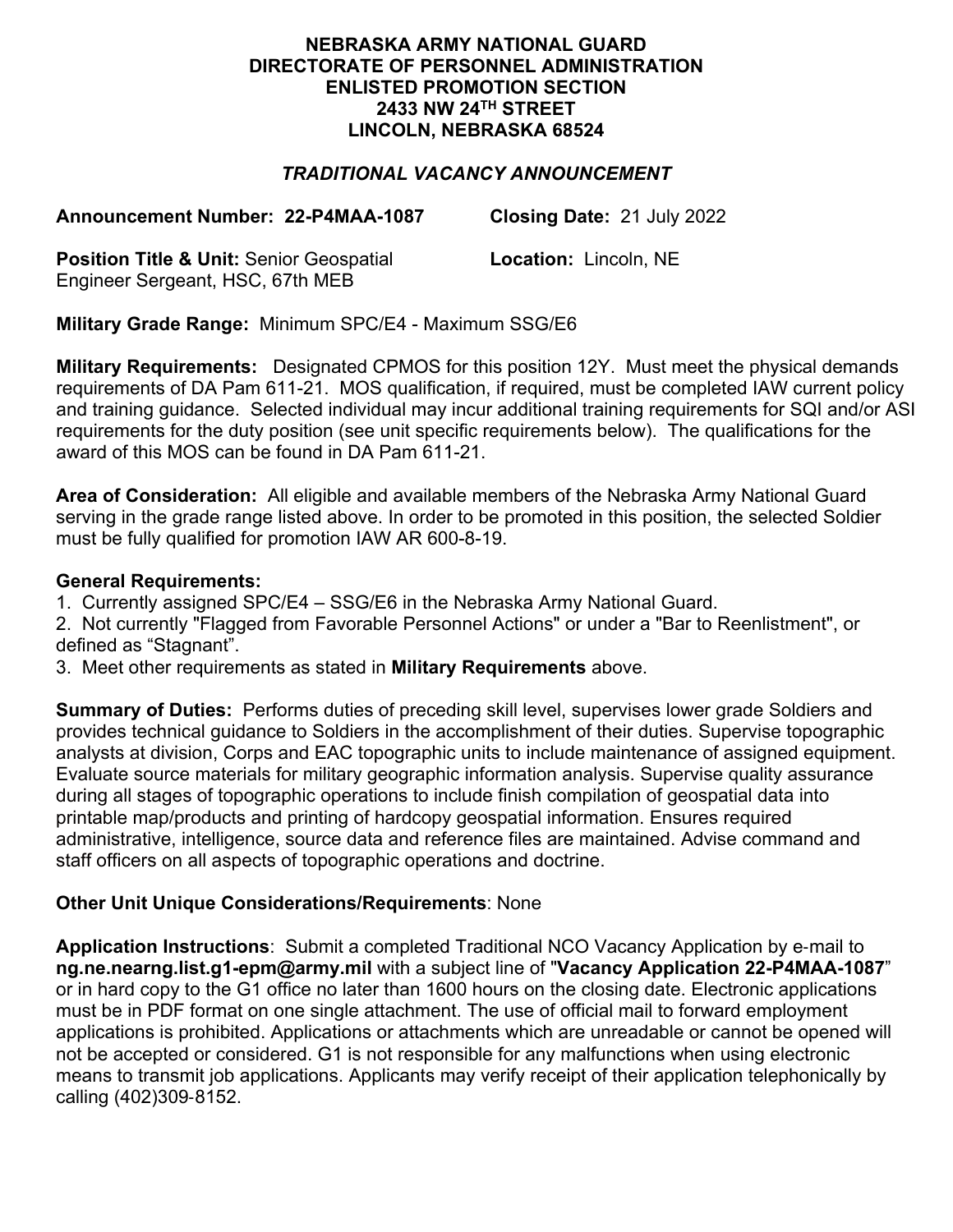**NEBRASKA ARMY NATIONAL GUARD**
**DIRECTORATE OF PERSONNEL ADMINISTRATION**
**ENLISTED PROMOTION SECTION**
**2433 NW 24TH STREET**
**LINCOLN, NEBRASKA 68524**

***TRADITIONAL VACANCY ANNOUNCEMENT***

**Announcement Number: 22-P4MAA-1087** **Closing Date:** 21 July 2022

**Position Title & Unit:** Senior Geospatial Engineer Sergeant, HSC, 67th MEB **Location:** Lincoln, NE

**Military Grade Range:** Minimum SPC/E4 - Maximum SSG/E6

**Military Requirements:** Designated CPMOS for this position 12Y. Must meet the physical demands requirements of DA Pam 611-21. MOS qualification, if required, must be completed IAW current policy and training guidance. Selected individual may incur additional training requirements for SQI and/or ASI requirements for the duty position (see unit specific requirements below). The qualifications for the award of this MOS can be found in DA Pam 611-21.

**Area of Consideration:** All eligible and available members of the Nebraska Army National Guard serving in the grade range listed above. In order to be promoted in this position, the selected Soldier must be fully qualified for promotion IAW AR 600-8-19.

**General Requirements:**

1. Currently assigned SPC/E4 – SSG/E6 in the Nebraska Army National Guard.
2. Not currently "Flagged from Favorable Personnel Actions" or under a "Bar to Reenlistment", or defined as "Stagnant".
3. Meet other requirements as stated in **Military Requirements** above.

**Summary of Duties:** Performs duties of preceding skill level, supervises lower grade Soldiers and provides technical guidance to Soldiers in the accomplishment of their duties. Supervise topographic analysts at division, Corps and EAC topographic units to include maintenance of assigned equipment. Evaluate source materials for military geographic information analysis. Supervise quality assurance during all stages of topographic operations to include finish compilation of geospatial data into printable map/products and printing of hardcopy geospatial information. Ensures required administrative, intelligence, source data and reference files are maintained. Advise command and staff officers on all aspects of topographic operations and doctrine.

**Other Unit Unique Considerations/Requirements**: None

**Application Instructions**: Submit a completed Traditional NCO Vacancy Application by e-mail to **ng.ne.nearng.list.g1-epm@army.mil** with a subject line of "**Vacancy Application 22-P4MAA-1087**" or in hard copy to the G1 office no later than 1600 hours on the closing date. Electronic applications must be in PDF format on one single attachment. The use of official mail to forward employment applications is prohibited. Applications or attachments which are unreadable or cannot be opened will not be accepted or considered. G1 is not responsible for any malfunctions when using electronic means to transmit job applications. Applicants may verify receipt of their application telephonically by calling (402)309-8152.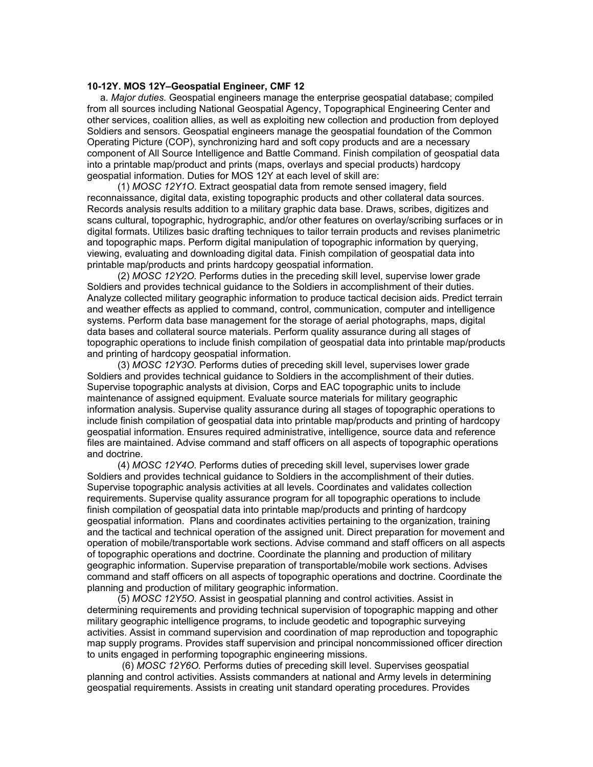**10-12Y. MOS 12Y–Geospatial Engineer, CMF 12**

*a. Major duties.* Geospatial engineers manage the enterprise geospatial database; compiled from all sources including National Geospatial Agency, Topographical Engineering Center and other services, coalition allies, as well as exploiting new collection and production from deployed Soldiers and sensors. Geospatial engineers manage the geospatial foundation of the Common Operating Picture (COP), synchronizing hard and soft copy products and are a necessary component of All Source Intelligence and Battle Command. Finish compilation of geospatial data into a printable map/product and prints (maps, overlays and special products) hardcopy geospatial information. Duties for MOS 12Y at each level of skill are:

(1) *MOSC 12Y1O*. Extract geospatial data from remote sensed imagery, field reconnaissance, digital data, existing topographic products and other collateral data sources. Records analysis results addition to a military graphic data base. Draws, scribes, digitizes and scans cultural, topographic, hydrographic, and/or other features on overlay/scribing surfaces or in digital formats. Utilizes basic drafting techniques to tailor terrain products and revises planimetric and topographic maps. Perform digital manipulation of topographic information by querying, viewing, evaluating and downloading digital data. Finish compilation of geospatial data into printable map/products and prints hardcopy geospatial information.

(2) *MOSC 12Y2O.* Performs duties in the preceding skill level, supervise lower grade Soldiers and provides technical guidance to the Soldiers in accomplishment of their duties. Analyze collected military geographic information to produce tactical decision aids. Predict terrain and weather effects as applied to command, control, communication, computer and intelligence systems. Perform data base management for the storage of aerial photographs, maps, digital data bases and collateral source materials. Perform quality assurance during all stages of topographic operations to include finish compilation of geospatial data into printable map/products and printing of hardcopy geospatial information.

(3) *MOSC 12Y3O.* Performs duties of preceding skill level, supervises lower grade Soldiers and provides technical guidance to Soldiers in the accomplishment of their duties. Supervise topographic analysts at division, Corps and EAC topographic units to include maintenance of assigned equipment. Evaluate source materials for military geographic information analysis. Supervise quality assurance during all stages of topographic operations to include finish compilation of geospatial data into printable map/products and printing of hardcopy geospatial information. Ensures required administrative, intelligence, source data and reference files are maintained. Advise command and staff officers on all aspects of topographic operations and doctrine.

(4) *MOSC 12Y4O.* Performs duties of preceding skill level, supervises lower grade Soldiers and provides technical guidance to Soldiers in the accomplishment of their duties. Supervise topographic analysis activities at all levels. Coordinates and validates collection requirements. Supervise quality assurance program for all topographic operations to include finish compilation of geospatial data into printable map/products and printing of hardcopy geospatial information. Plans and coordinates activities pertaining to the organization, training and the tactical and technical operation of the assigned unit. Direct preparation for movement and operation of mobile/transportable work sections. Advise command and staff officers on all aspects of topographic operations and doctrine. Coordinate the planning and production of military geographic information. Supervise preparation of transportable/mobile work sections. Advises command and staff officers on all aspects of topographic operations and doctrine. Coordinate the planning and production of military geographic information.

(5) *MOSC 12Y5O*. Assist in geospatial planning and control activities. Assist in determining requirements and providing technical supervision of topographic mapping and other military geographic intelligence programs, to include geodetic and topographic surveying activities. Assist in command supervision and coordination of map reproduction and topographic map supply programs. Provides staff supervision and principal noncommissioned officer direction to units engaged in performing topographic engineering missions.

(6) *MOSC 12Y6O.* Performs duties of preceding skill level. Supervises geospatial planning and control activities. Assists commanders at national and Army levels in determining geospatial requirements. Assists in creating unit standard operating procedures. Provides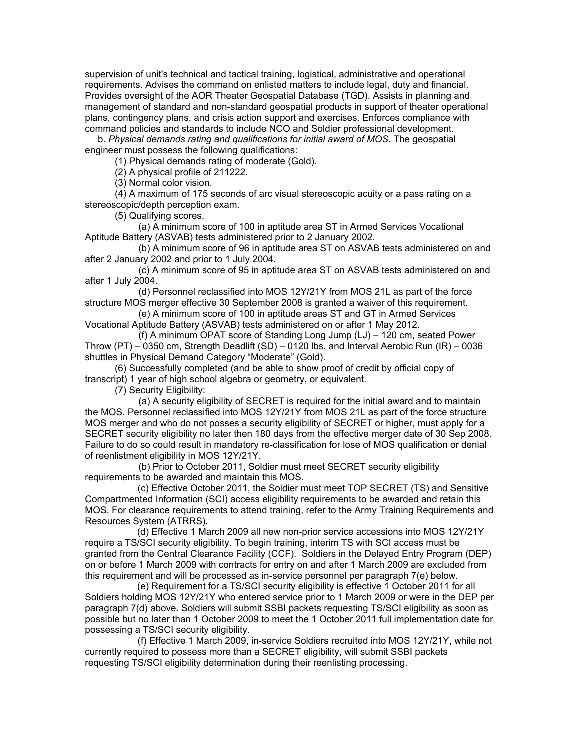supervision of unit's technical and tactical training, logistical, administrative and operational requirements. Advises the command on enlisted matters to include legal, duty and financial. Provides oversight of the AOR Theater Geospatial Database (TGD). Assists in planning and management of standard and non-standard geospatial products in support of theater operational plans, contingency plans, and crisis action support and exercises. Enforces compliance with command policies and standards to include NCO and Soldier professional development.

b. *Physical demands rating and qualifications for initial award of MOS.* The geospatial engineer must possess the following qualifications:

(1) Physical demands rating of moderate (Gold).

(2) A physical profile of 211222.

(3) Normal color vision.

(4) A maximum of 175 seconds of arc visual stereoscopic acuity or a pass rating on a stereoscopic/depth perception exam.

(5) Qualifying scores.

(a) A minimum score of 100 in aptitude area ST in Armed Services Vocational Aptitude Battery (ASVAB) tests administered prior to 2 January 2002.

(b) A minimum score of 96 in aptitude area ST on ASVAB tests administered on and after 2 January 2002 and prior to 1 July 2004.

(c) A minimum score of 95 in aptitude area ST on ASVAB tests administered on and after 1 July 2004.

(d) Personnel reclassified into MOS 12Y/21Y from MOS 21L as part of the force structure MOS merger effective 30 September 2008 is granted a waiver of this requirement.

(e) A minimum score of 100 in aptitude areas ST and GT in Armed Services Vocational Aptitude Battery (ASVAB) tests administered on or after 1 May 2012.

(f) A minimum OPAT score of Standing Long Jump (LJ) – 120 cm, seated Power Throw (PT) – 0350 cm, Strength Deadlift (SD) – 0120 lbs. and Interval Aerobic Run (IR) – 0036 shuttles in Physical Demand Category "Moderate" (Gold).

(6) Successfully completed (and be able to show proof of credit by official copy of transcript) 1 year of high school algebra or geometry, or equivalent.

(7) Security Eligibility:

(a) A security eligibility of SECRET is required for the initial award and to maintain the MOS. Personnel reclassified into MOS 12Y/21Y from MOS 21L as part of the force structure MOS merger and who do not posses a security eligibility of SECRET or higher, must apply for a SECRET security eligibility no later then 180 days from the effective merger date of 30 Sep 2008. Failure to do so could result in mandatory re-classification for lose of MOS qualification or denial of reenlistment eligibility in MOS 12Y/21Y.

(b) Prior to October 2011, Soldier must meet SECRET security eligibility requirements to be awarded and maintain this MOS.

(c) Effective October 2011, the Soldier must meet TOP SECRET (TS) and Sensitive Compartmented Information (SCI) access eligibility requirements to be awarded and retain this MOS. For clearance requirements to attend training, refer to the Army Training Requirements and Resources System (ATRRS).

(d) Effective 1 March 2009 all new non-prior service accessions into MOS 12Y/21Y require a TS/SCI security eligibility. To begin training, interim TS with SCI access must be granted from the Central Clearance Facility (CCF). Soldiers in the Delayed Entry Program (DEP) on or before 1 March 2009 with contracts for entry on and after 1 March 2009 are excluded from this requirement and will be processed as in-service personnel per paragraph 7(e) below.

(e) Requirement for a TS/SCI security eligibility is effective 1 October 2011 for all Soldiers holding MOS 12Y/21Y who entered service prior to 1 March 2009 or were in the DEP per paragraph 7(d) above. Soldiers will submit SSBI packets requesting TS/SCI eligibility as soon as possible but no later than 1 October 2009 to meet the 1 October 2011 full implementation date for possessing a TS/SCI security eligibility.

(f) Effective 1 March 2009, in-service Soldiers recruited into MOS 12Y/21Y, while not currently required to possess more than a SECRET eligibility, will submit SSBI packets requesting TS/SCI eligibility determination during their reenlisting processing.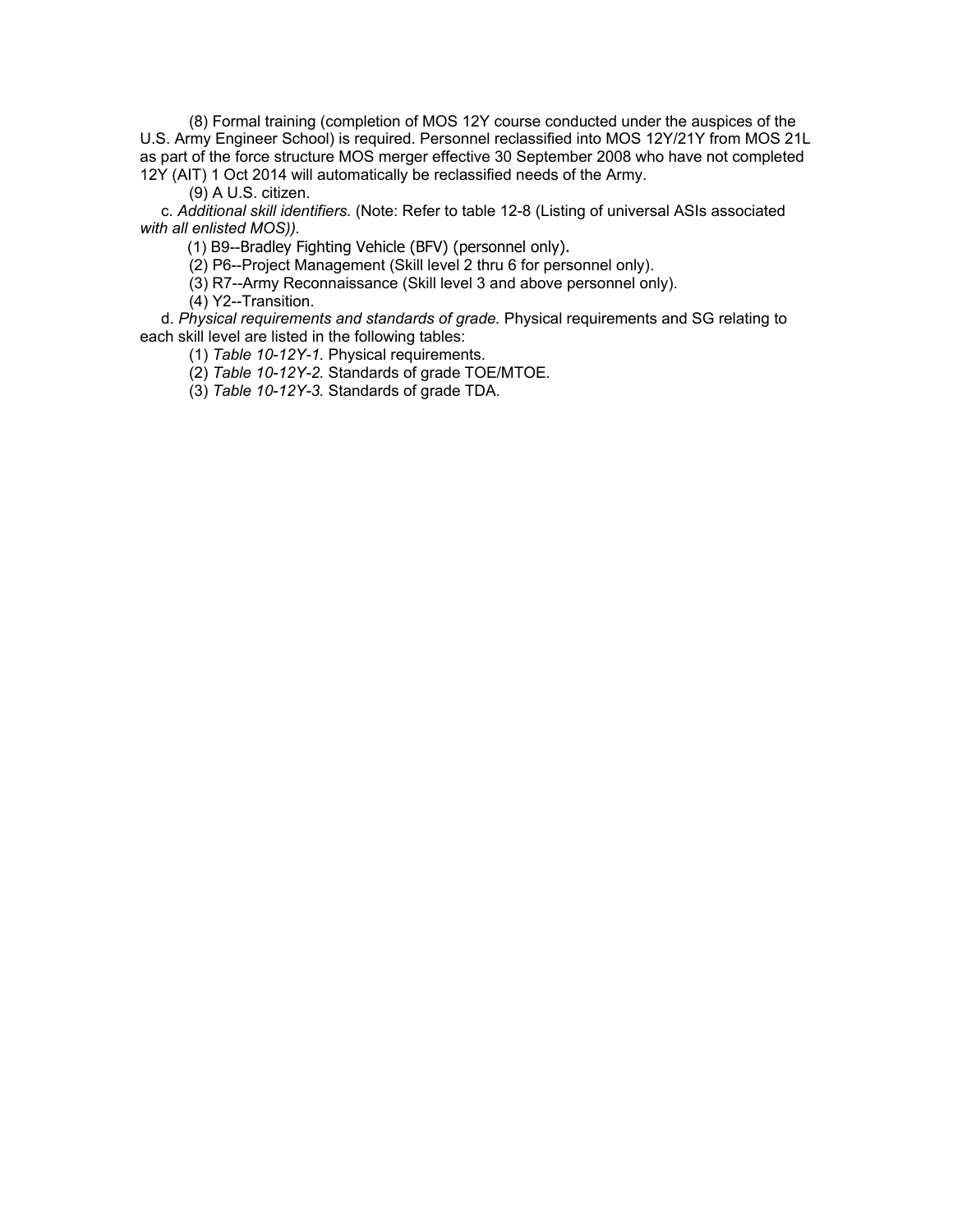(8) Formal training (completion of MOS 12Y course conducted under the auspices of the U.S. Army Engineer School) is required. Personnel reclassified into MOS 12Y/21Y from MOS 21L as part of the force structure MOS merger effective 30 September 2008 who have not completed 12Y (AIT) 1 Oct 2014 will automatically be reclassified needs of the Army.

(9) A U.S. citizen.

c. *Additional skill identifiers.* (Note: Refer to table 12-8 (Listing of universal ASIs associated *with all enlisted MOS)).*

(1) B9--Bradley Fighting Vehicle (BFV) (personnel only).

(2) P6--Project Management (Skill level 2 thru 6 for personnel only).

(3) R7--Army Reconnaissance (Skill level 3 and above personnel only).

(4) Y2--Transition.

d. *Physical requirements and standards of grade.* Physical requirements and SG relating to each skill level are listed in the following tables:

(1) *Table 10-12Y-1.* Physical requirements.

(2) *Table 10-12Y-2.* Standards of grade TOE/MTOE.

(3) *Table 10-12Y-3.* Standards of grade TDA.